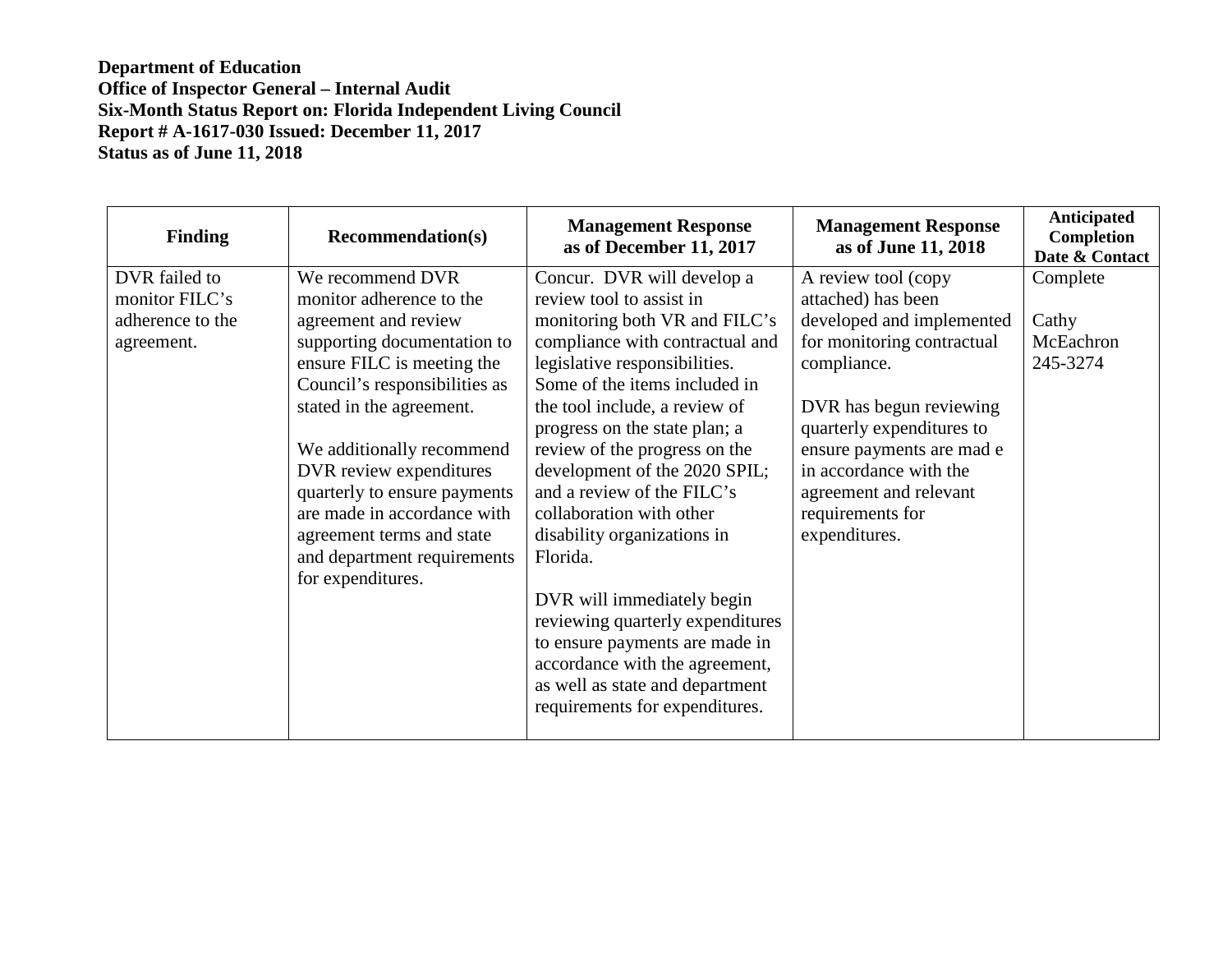**Department of Education**
**Office of Inspector General – Internal Audit**
**Six-Month Status Report on: Florida Independent Living Council**
**Report # A-1617-030 Issued: December 11, 2017**
**Status as of June 11, 2018**

| Finding | Recommendation(s) | Management Response as of December 11, 2017 | Management Response as of June 11, 2018 | Anticipated Completion Date & Contact |
|---|---|---|---|---|
| DVR failed to monitor FILC's adherence to the agreement. | We recommend DVR monitor adherence to the agreement and review supporting documentation to ensure FILC is meeting the Council's responsibilities as stated in the agreement.<br><br>We additionally recommend DVR review expenditures quarterly to ensure payments are made in accordance with agreement terms and state and department requirements for expenditures. | Concur. DVR will develop a review tool to assist in monitoring both VR and FILC's compliance with contractual and legislative responsibilities. Some of the items included in the tool include, a review of progress on the state plan; a review of the progress on the development of the 2020 SPIL; and a review of the FILC's collaboration with other disability organizations in Florida.<br><br>DVR will immediately begin reviewing quarterly expenditures to ensure payments are made in accordance with the agreement, as well as state and department requirements for expenditures. | A review tool (copy attached) has been developed and implemented for monitoring contractual compliance.<br><br>DVR has begun reviewing quarterly expenditures to ensure payments are mad e in accordance with the agreement and relevant requirements for expenditures. | Complete<br><br>Cathy McEachron 245-3274 |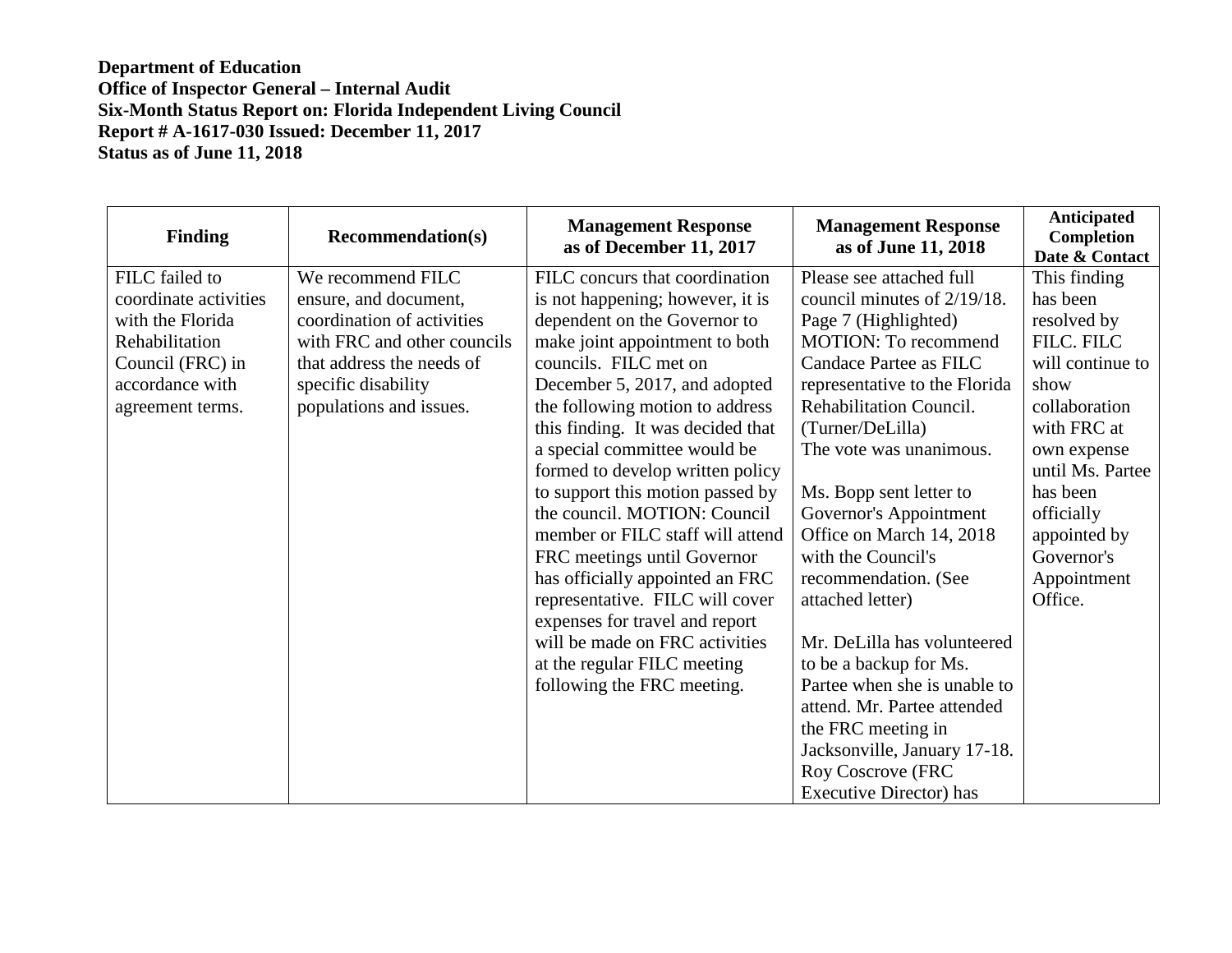**Department of Education**
**Office of Inspector General – Internal Audit**
**Six-Month Status Report on: Florida Independent Living Council**
**Report # A-1617-030 Issued: December 11, 2017**
**Status as of June 11, 2018**

| Finding | Recommendation(s) | Management Response as of December 11, 2017 | Management Response as of June 11, 2018 | Anticipated Completion Date & Contact |
|---|---|---|---|---|
| FILC failed to coordinate activities with the Florida Rehabilitation Council (FRC) in accordance with agreement terms. | We recommend FILC ensure, and document, coordination of activities with FRC and other councils that address the needs of specific disability populations and issues. | FILC concurs that coordination is not happening; however, it is dependent on the Governor to make joint appointment to both councils. FILC met on December 5, 2017, and adopted the following motion to address this finding. It was decided that a special committee would be formed to develop written policy to support this motion passed by the council. MOTION: Council member or FILC staff will attend FRC meetings until Governor has officially appointed an FRC representative. FILC will cover expenses for travel and report will be made on FRC activities at the regular FILC meeting following the FRC meeting. | Please see attached full council minutes of 2/19/18. Page 7 (Highlighted) MOTION: To recommend Candace Partee as FILC representative to the Florida Rehabilitation Council. (Turner/DeLilla) The vote was unanimous.<br><br>Ms. Bopp sent letter to Governor's Appointment Office on March 14, 2018 with the Council's recommendation. (See attached letter)<br><br>Mr. DeLilla has volunteered to be a backup for Ms. Partee when she is unable to attend. Mr. Partee attended the FRC meeting in Jacksonville, January 17-18. Roy Coscrove (FRC Executive Director) has | This finding has been resolved by FILC. FILC will continue to show collaboration with FRC at own expense until Ms. Partee has been officially appointed by Governor's Appointment Office. |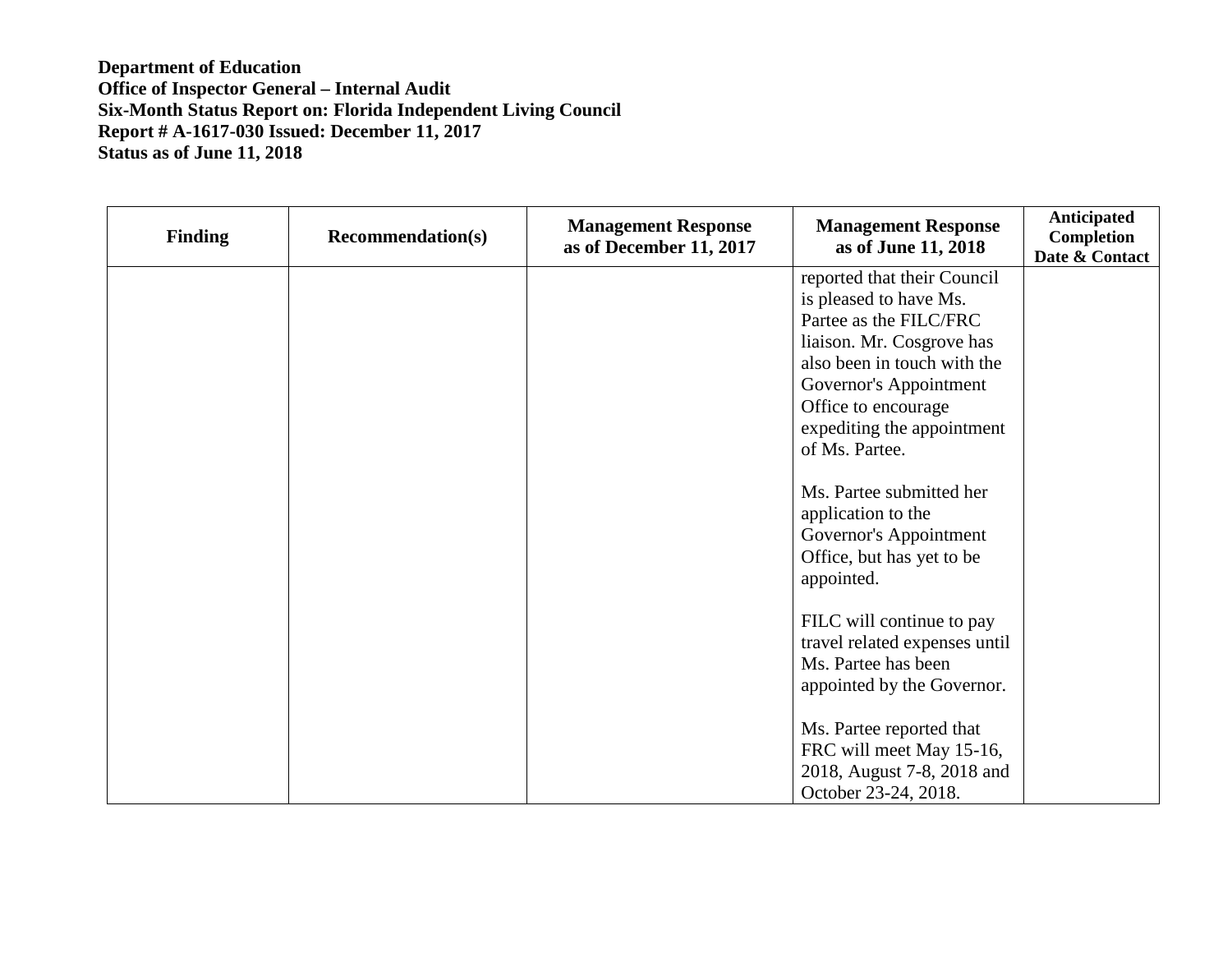**Department of Education**
**Office of Inspector General – Internal Audit**
**Six-Month Status Report on: Florida Independent Living Council**
**Report # A-1617-030 Issued: December 11, 2017**
**Status as of June 11, 2018**

| Finding | Recommendation(s) | Management Response as of December 11, 2017 | Management Response as of June 11, 2018 | Anticipated Completion Date & Contact |
|---|---|---|---|---|
| | | | reported that their Council is pleased to have Ms. Partee as the FILC/FRC liaison. Mr. Cosgrove has also been in touch with the Governor's Appointment Office to encourage expediting the appointment of Ms. Partee.<br><br>Ms. Partee submitted her application to the Governor's Appointment Office, but has yet to be appointed.<br><br>FILC will continue to pay travel related expenses until Ms. Partee has been appointed by the Governor.<br><br>Ms. Partee reported that FRC will meet May 15-16, 2018, August 7-8, 2018 and October 23-24, 2018. | |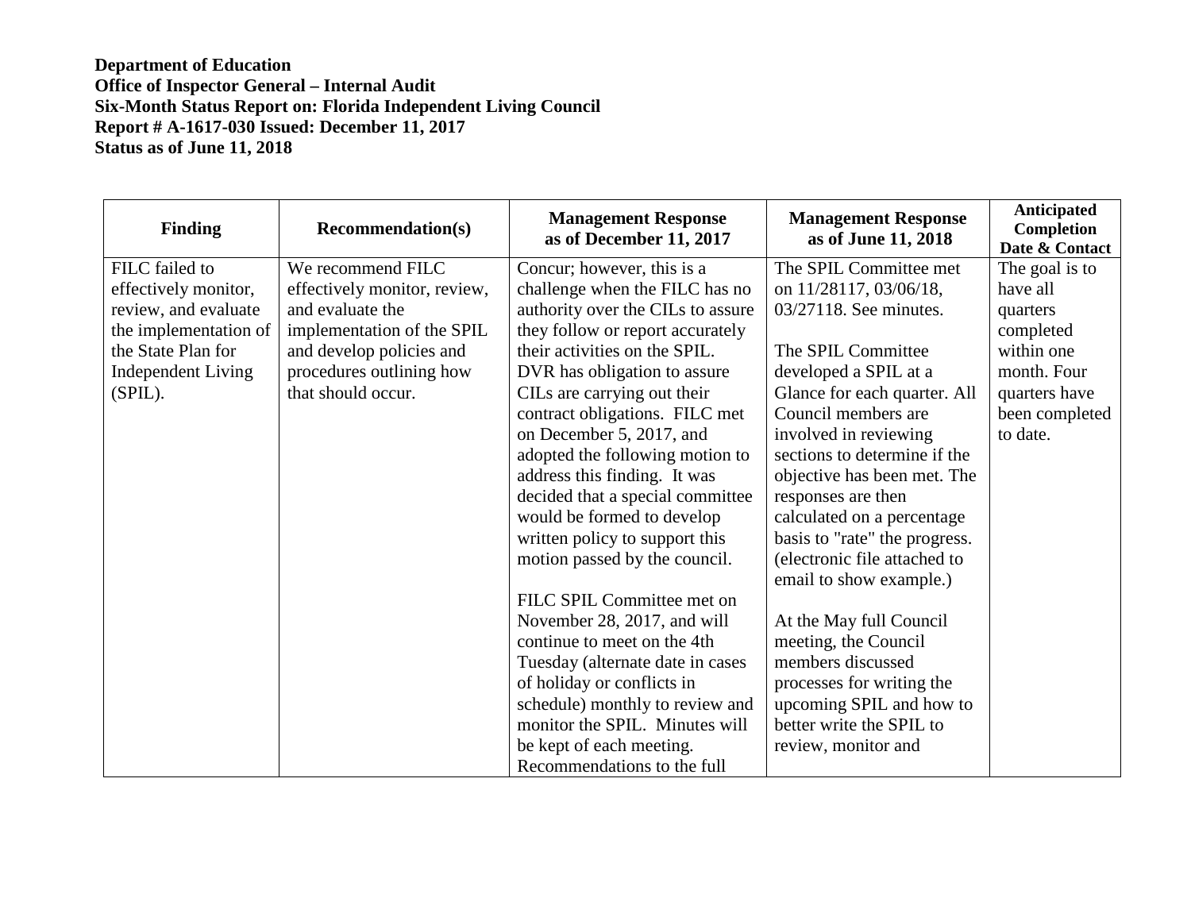**Department of Education**
**Office of Inspector General – Internal Audit**
**Six-Month Status Report on: Florida Independent Living Council**
**Report # A-1617-030 Issued: December 11, 2017**
**Status as of June 11, 2018**

| Finding | Recommendation(s) | Management Response as of December 11, 2017 | Management Response as of June 11, 2018 | Anticipated Completion Date & Contact |
|---|---|---|---|---|
| FILC failed to effectively monitor, review, and evaluate the implementation of the State Plan for Independent Living (SPIL). | We recommend FILC effectively monitor, review, and evaluate the implementation of the SPIL and develop policies and procedures outlining how that should occur. | Concur; however, this is a challenge when the FILC has no authority over the CILs to assure they follow or report accurately their activities on the SPIL. DVR has obligation to assure CILs are carrying out their contract obligations. FILC met on December 5, 2017, and adopted the following motion to address this finding. It was decided that a special committee would be formed to develop written policy to support this motion passed by the council.<br><br>FILC SPIL Committee met on November 28, 2017, and will continue to meet on the 4th Tuesday (alternate date in cases of holiday or conflicts in schedule) monthly to review and monitor the SPIL. Minutes will be kept of each meeting. Recommendations to the full | The SPIL Committee met on 11/28117, 03/06/18, 03/27118. See minutes.<br><br>The SPIL Committee developed a SPIL at a Glance for each quarter. All Council members are involved in reviewing sections to determine if the objective has been met. The responses are then calculated on a percentage basis to "rate" the progress. (electronic file attached to email to show example.)<br><br>At the May full Council meeting, the Council members discussed processes for writing the upcoming SPIL and how to better write the SPIL to review, monitor and | The goal is to have all quarters completed within one month. Four quarters have been completed to date. |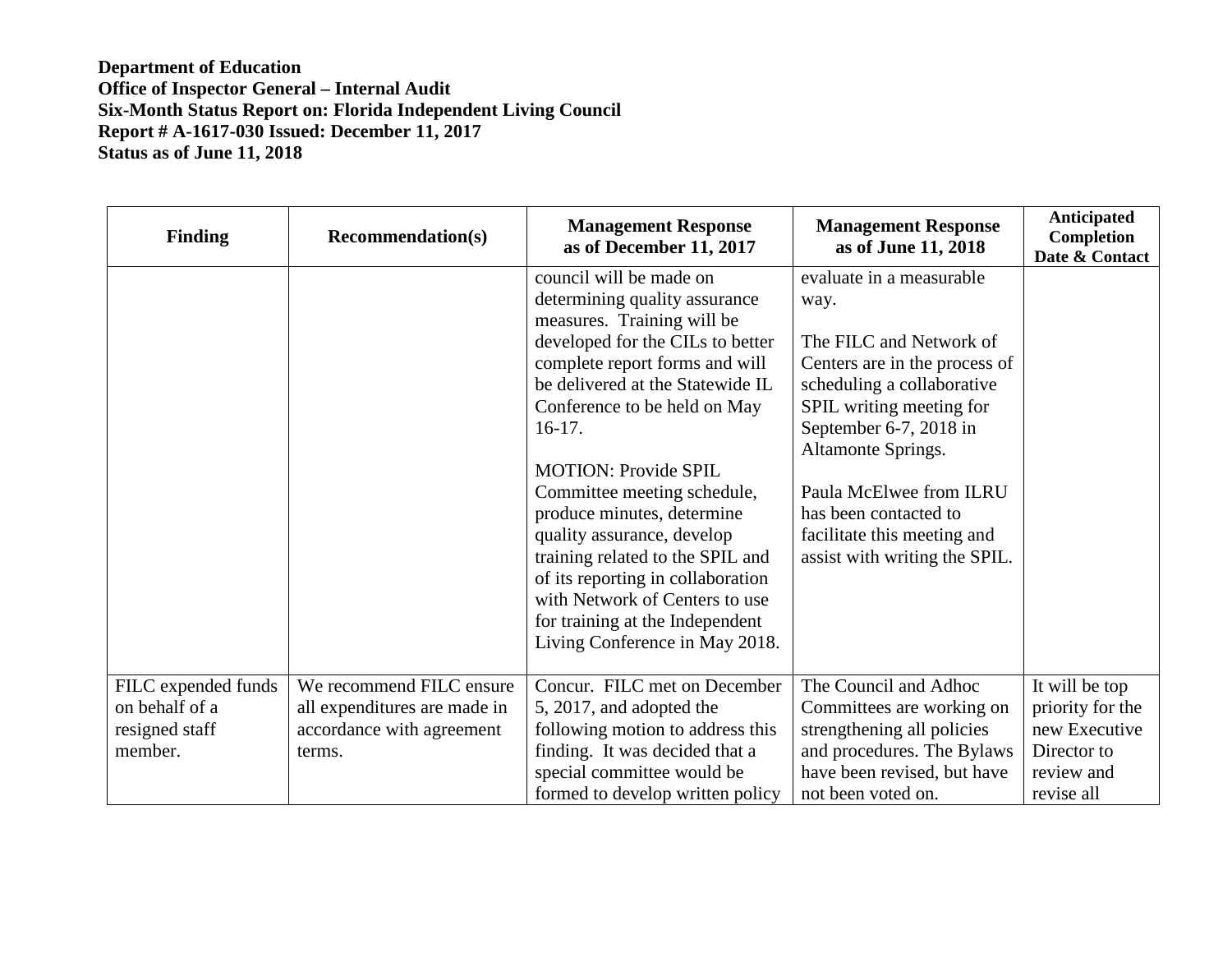**Department of Education**
**Office of Inspector General – Internal Audit**
**Six-Month Status Report on: Florida Independent Living Council**
**Report # A-1617-030 Issued: December 11, 2017**
**Status as of June 11, 2018**

| Finding | Recommendation(s) | Management Response as of December 11, 2017 | Management Response as of June 11, 2018 | Anticipated Completion Date & Contact |
|---|---|---|---|---|
| | | council will be made on determining quality assurance measures. Training will be developed for the CILs to better complete report forms and will be delivered at the Statewide IL Conference to be held on May 16-17.<br><br>MOTION: Provide SPIL Committee meeting schedule, produce minutes, determine quality assurance, develop training related to the SPIL and of its reporting in collaboration with Network of Centers to use for training at the Independent Living Conference in May 2018. | evaluate in a measurable way.<br><br>The FILC and Network of Centers are in the process of scheduling a collaborative SPIL writing meeting for September 6-7, 2018 in Altamonte Springs.<br><br>Paula McElwee from ILRU has been contacted to facilitate this meeting and assist with writing the SPIL. | |
| FILC expended funds on behalf of a resigned staff member. | We recommend FILC ensure all expenditures are made in accordance with agreement terms. | Concur. FILC met on December 5, 2017, and adopted the following motion to address this finding. It was decided that a special committee would be formed to develop written policy | The Council and Adhoc Committees are working on strengthening all policies and procedures. The Bylaws have been revised, but have not been voted on. | It will be top priority for the new Executive Director to review and revise all |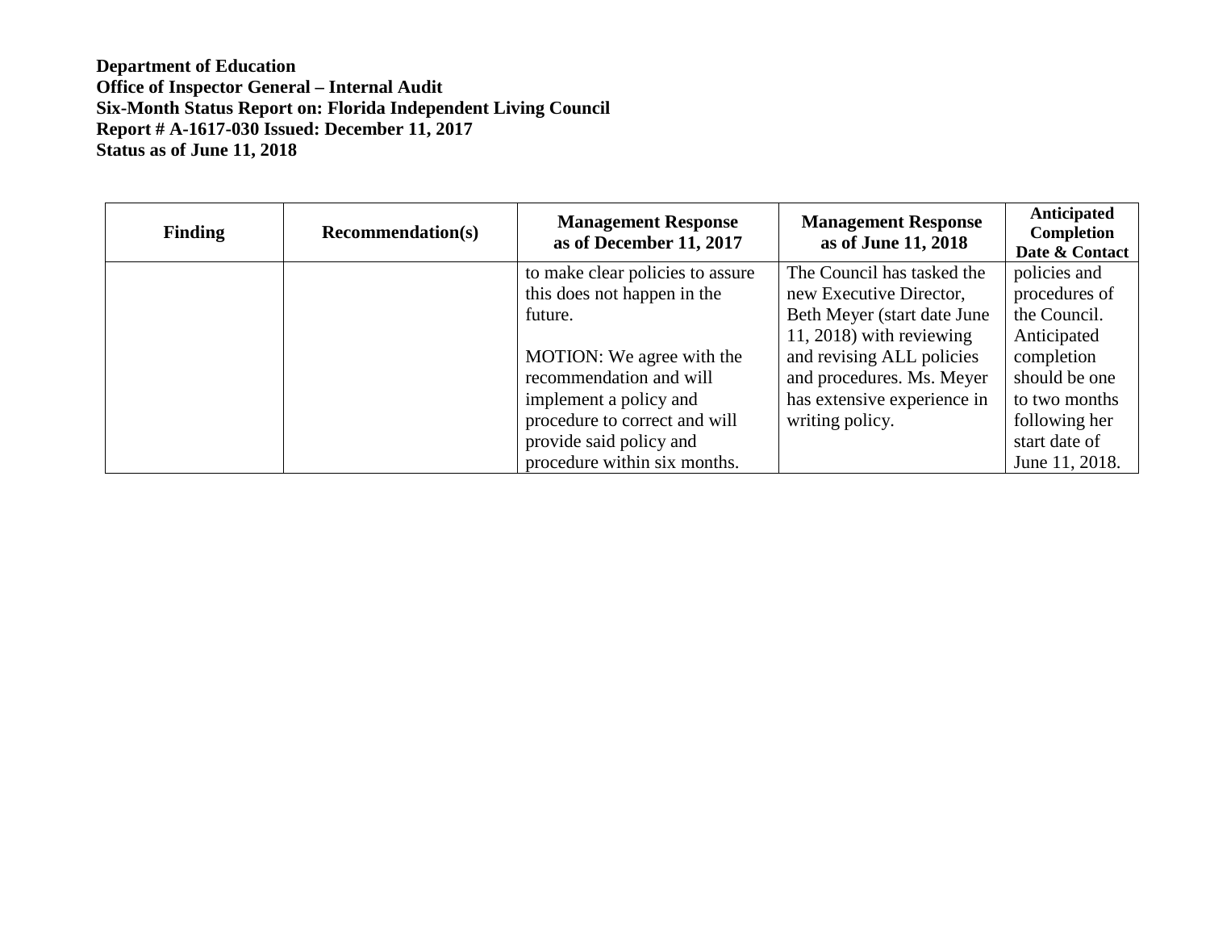**Department of Education**
**Office of Inspector General – Internal Audit**
**Six-Month Status Report on: Florida Independent Living Council**
**Report # A-1617-030 Issued: December 11, 2017**
**Status as of June 11, 2018**

| Finding | Recommendation(s) | Management Response as of December 11, 2017 | Management Response as of June 11, 2018 | Anticipated Completion Date & Contact |
|---|---|---|---|---|
| | | to make clear policies to assure this does not happen in the future.<br><br>MOTION: We agree with the recommendation and will implement a policy and procedure to correct and will provide said policy and procedure within six months. | The Council has tasked the new Executive Director, Beth Meyer (start date June 11, 2018) with reviewing and revising ALL policies and procedures. Ms. Meyer has extensive experience in writing policy. | policies and procedures of the Council. Anticipated completion should be one to two months following her start date of June 11, 2018. |